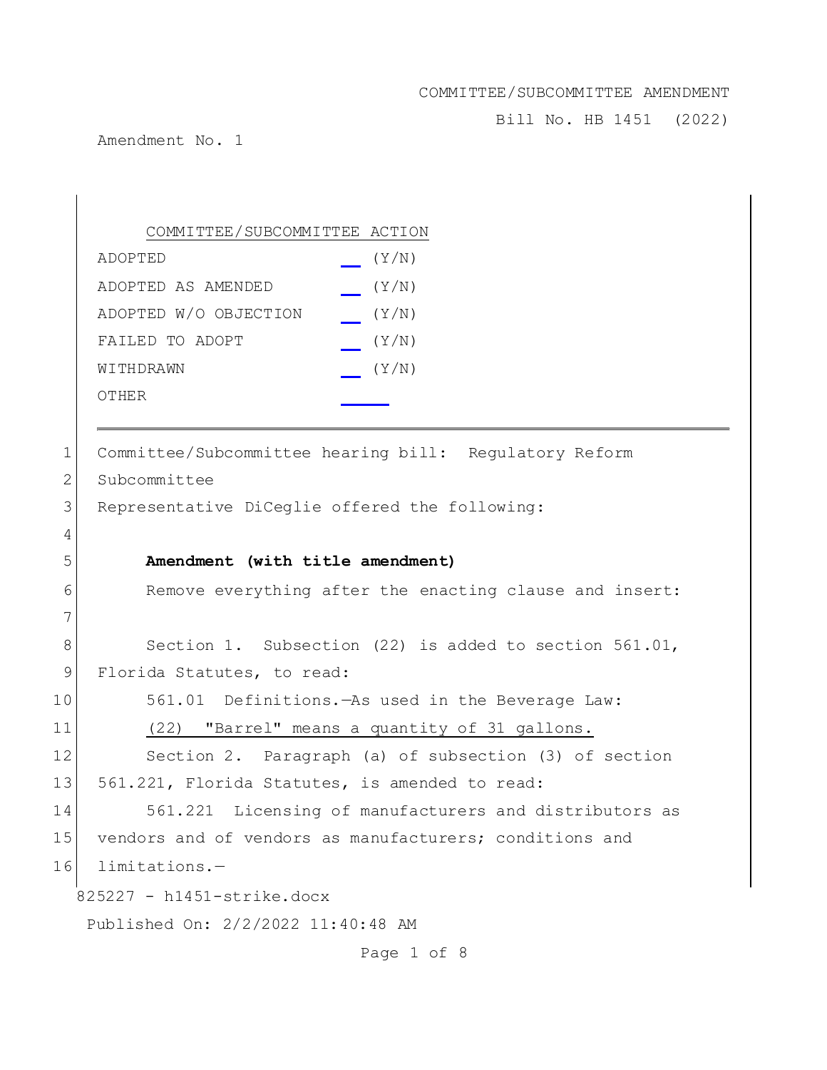COMMITTEE/SUBCOMMITTEE AMENDMENT

Bill No. HB 1451 (2022)

Amendment No. 1

COMMITTEE/SUBCOMMITTEE ACTION

| | |
|---|---|
| ADOPTED | ___ (Y/N) |
| ADOPTED AS AMENDED | ___ (Y/N) |
| ADOPTED W/O OBJECTION | ___ (Y/N) |
| FAILED TO ADOPT | ___ (Y/N) |
| WITHDRAWN | ___ (Y/N) |
| OTHER | ___ |

---

1 Committee/Subcommittee hearing bill: Regulatory Reform
2 Subcommittee
3 Representative DiCeglie offered the following:
4
5 **Amendment (with title amendment)**
6 Remove everything after the enacting clause and insert:
7
8 Section 1. Subsection (22) is added to section 561.01,
9 Florida Statutes, to read:
10 561.01 Definitions.—As used in the Beverage Law:
11 <u>(22) "Barrel" means a quantity of 31 gallons.</u>
12 Section 2. Paragraph (a) of subsection (3) of section
13 561.221, Florida Statutes, is amended to read:
14 561.221 Licensing of manufacturers and distributors as
15 vendors and of vendors as manufacturers; conditions and
16 limitations.—

825227 - h1451-strike.docx

Published On: 2/2/2022 11:40:48 AM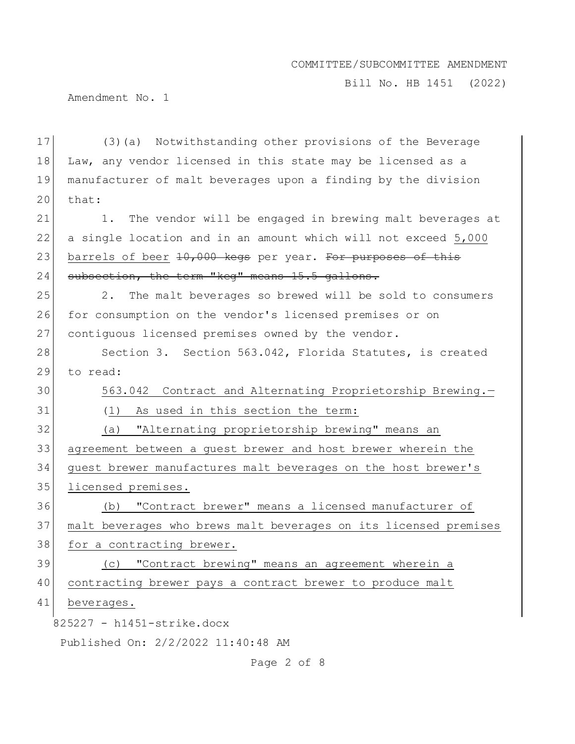(3)(a) Notwithstanding other provisions of the Beverage Law, any vendor licensed in this state may be licensed as a manufacturer of malt beverages upon a finding by the division that:

1. The vendor will be engaged in brewing malt beverages at a single location and in an amount which will not exceed <u>5,000 barrels of beer</u> ~~10,000 kegs~~ per year. ~~For purposes of this subsection, the term "keg" means 15.5 gallons.~~

2. The malt beverages so brewed will be sold to consumers for consumption on the vendor's licensed premises or on contiguous licensed premises owned by the vendor.

Section 3. Section 563.042, Florida Statutes, is created to read:

<u>563.042 Contract and Alternating Proprietorship Brewing.—</u>

<u>(1) As used in this section the term:</u>

<u>(a) "Alternating proprietorship brewing" means an agreement between a guest brewer and host brewer wherein the guest brewer manufactures malt beverages on the host brewer's licensed premises.</u>

<u>(b) "Contract brewer" means a licensed manufacturer of malt beverages who brews malt beverages on its licensed premises for a contracting brewer.</u>

<u>(c) "Contract brewing" means an agreement wherein a contracting brewer pays a contract brewer to produce malt beverages.</u>

825227 - h1451-strike.docx

Published On: 2/2/2022 11:40:48 AM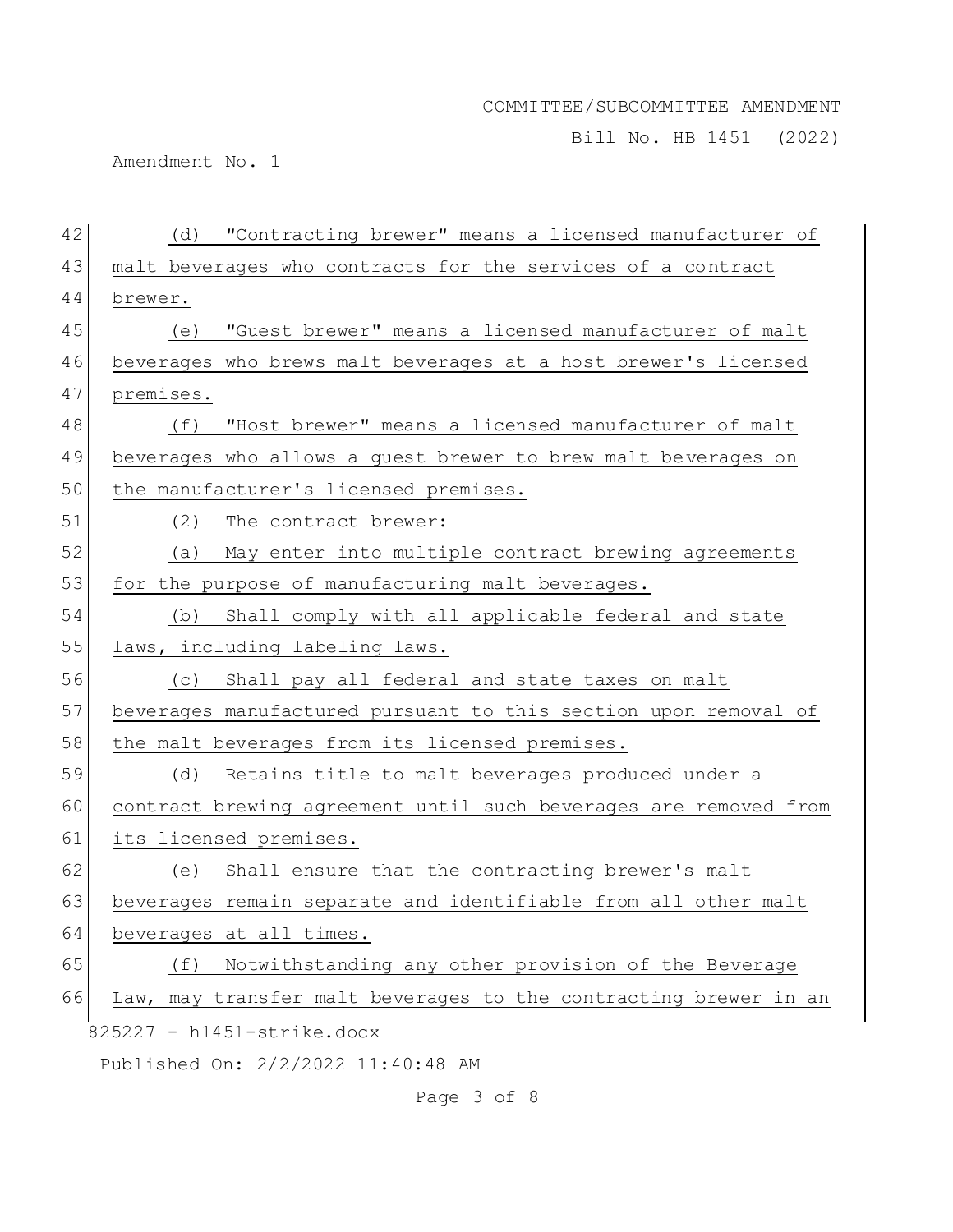(d) "Contracting brewer" means a licensed manufacturer of malt beverages who contracts for the services of a contract brewer.

(e) "Guest brewer" means a licensed manufacturer of malt beverages who brews malt beverages at a host brewer's licensed premises.

(f) "Host brewer" means a licensed manufacturer of malt beverages who allows a guest brewer to brew malt beverages on the manufacturer's licensed premises.

(2) The contract brewer:

(a) May enter into multiple contract brewing agreements for the purpose of manufacturing malt beverages.

(b) Shall comply with all applicable federal and state laws, including labeling laws.

(c) Shall pay all federal and state taxes on malt beverages manufactured pursuant to this section upon removal of the malt beverages from its licensed premises.

(d) Retains title to malt beverages produced under a contract brewing agreement until such beverages are removed from its licensed premises.

(e) Shall ensure that the contracting brewer's malt beverages remain separate and identifiable from all other malt beverages at all times.

(f) Notwithstanding any other provision of the Beverage Law, may transfer malt beverages to the contracting brewer in an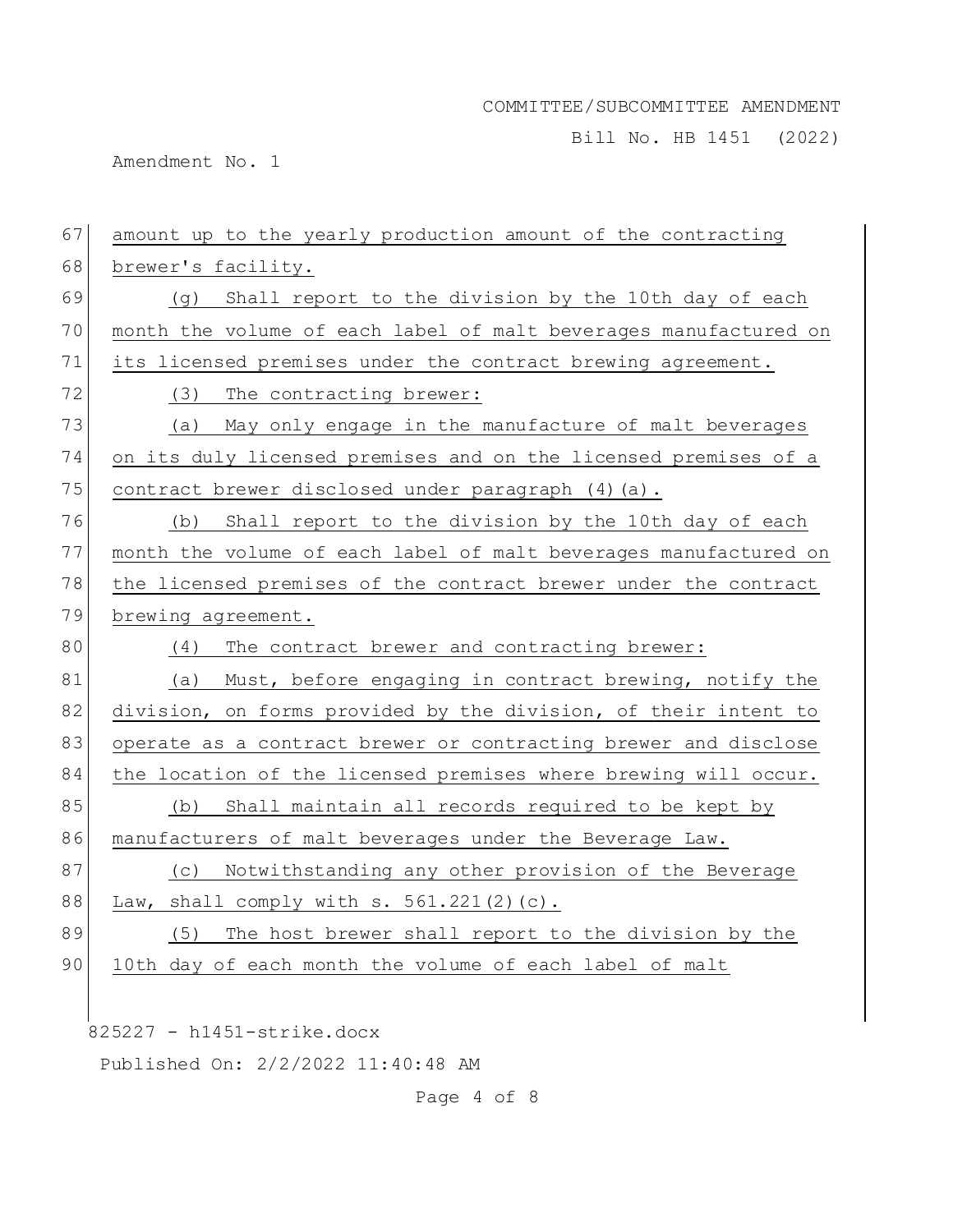amount up to the yearly production amount of the contracting brewer's facility.

(g) Shall report to the division by the 10th day of each month the volume of each label of malt beverages manufactured on its licensed premises under the contract brewing agreement.

(3) The contracting brewer:

(a) May only engage in the manufacture of malt beverages on its duly licensed premises and on the licensed premises of a contract brewer disclosed under paragraph (4)(a).

(b) Shall report to the division by the 10th day of each month the volume of each label of malt beverages manufactured on the licensed premises of the contract brewer under the contract brewing agreement.

(4) The contract brewer and contracting brewer:

(a) Must, before engaging in contract brewing, notify the division, on forms provided by the division, of their intent to operate as a contract brewer or contracting brewer and disclose the location of the licensed premises where brewing will occur.

(b) Shall maintain all records required to be kept by manufacturers of malt beverages under the Beverage Law.

(c) Notwithstanding any other provision of the Beverage Law, shall comply with s. 561.221(2)(c).

(5) The host brewer shall report to the division by the 10th day of each month the volume of each label of malt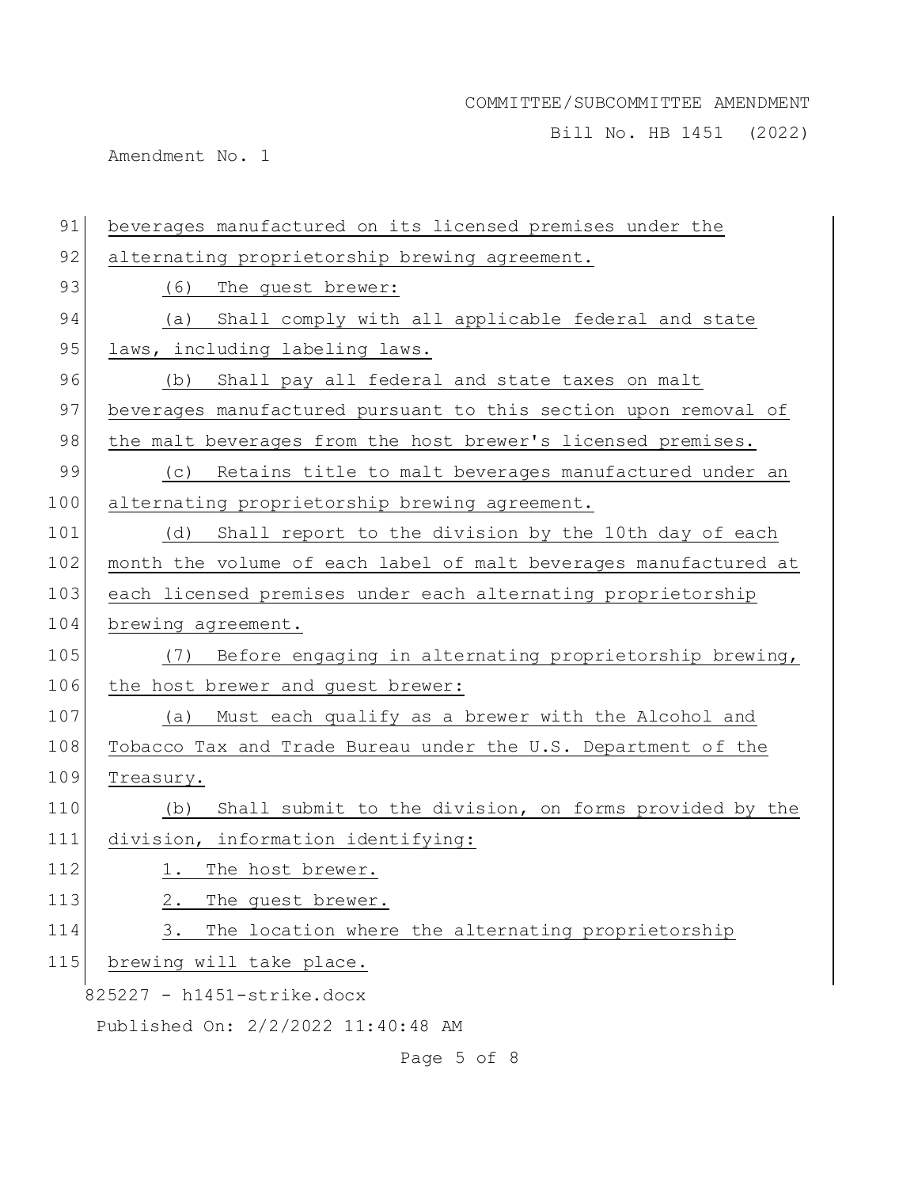beverages manufactured on its licensed premises under the alternating proprietorship brewing agreement.

(6) The guest brewer:

(a) Shall comply with all applicable federal and state laws, including labeling laws.

(b) Shall pay all federal and state taxes on malt beverages manufactured pursuant to this section upon removal of the malt beverages from the host brewer's licensed premises.

(c) Retains title to malt beverages manufactured under an alternating proprietorship brewing agreement.

(d) Shall report to the division by the 10th day of each month the volume of each label of malt beverages manufactured at each licensed premises under each alternating proprietorship brewing agreement.

(7) Before engaging in alternating proprietorship brewing, the host brewer and guest brewer:

(a) Must each qualify as a brewer with the Alcohol and Tobacco Tax and Trade Bureau under the U.S. Department of the Treasury.

(b) Shall submit to the division, on forms provided by the division, information identifying:

1. The host brewer.

2. The guest brewer.

3. The location where the alternating proprietorship brewing will take place.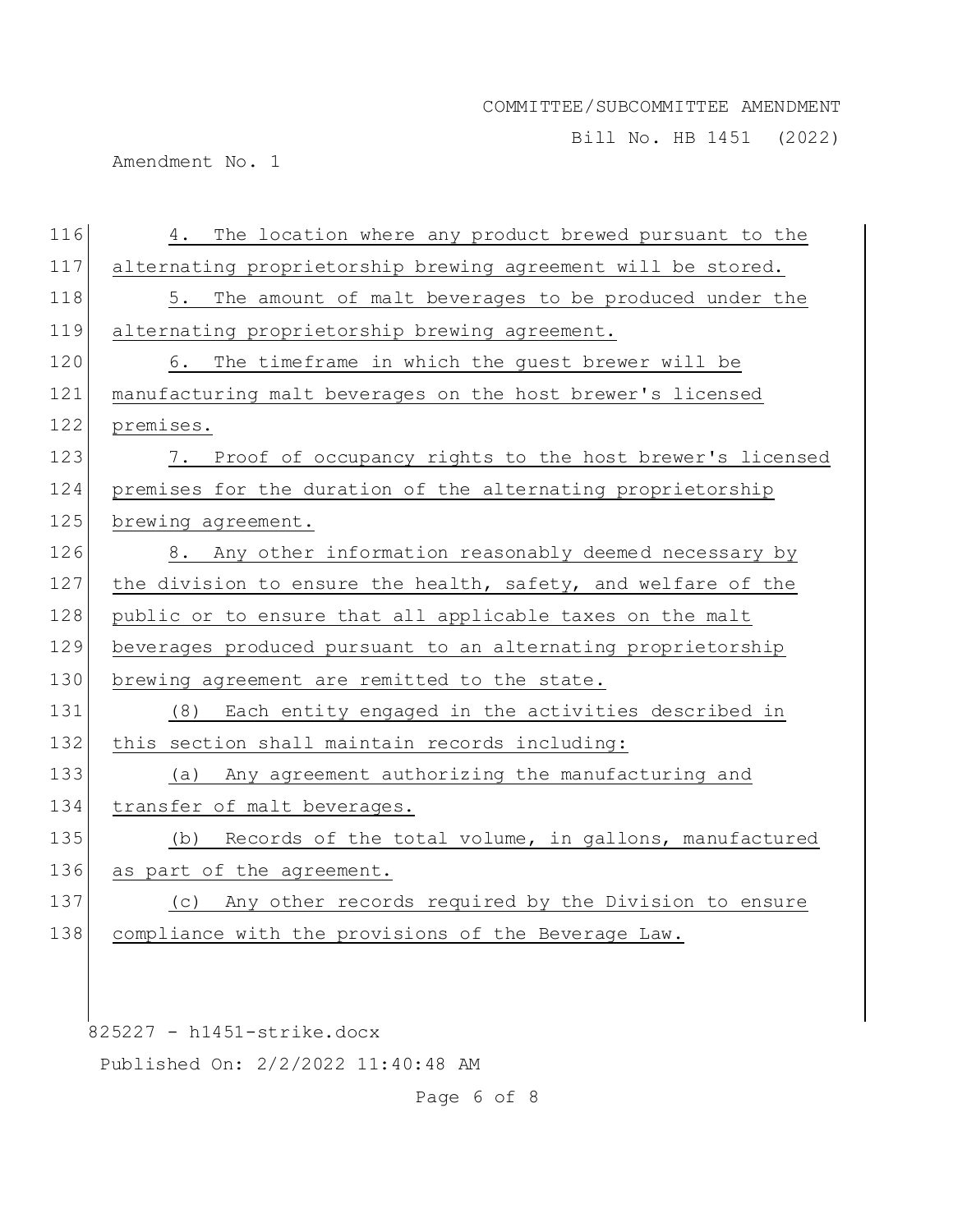4. The location where any product brewed pursuant to the alternating proprietorship brewing agreement will be stored.

5. The amount of malt beverages to be produced under the alternating proprietorship brewing agreement.

6. The timeframe in which the guest brewer will be manufacturing malt beverages on the host brewer's licensed premises.

7. Proof of occupancy rights to the host brewer's licensed premises for the duration of the alternating proprietorship brewing agreement.

8. Any other information reasonably deemed necessary by the division to ensure the health, safety, and welfare of the public or to ensure that all applicable taxes on the malt beverages produced pursuant to an alternating proprietorship brewing agreement are remitted to the state.

(8) Each entity engaged in the activities described in this section shall maintain records including:

(a) Any agreement authorizing the manufacturing and transfer of malt beverages.

(b) Records of the total volume, in gallons, manufactured as part of the agreement.

(c) Any other records required by the Division to ensure compliance with the provisions of the Beverage Law.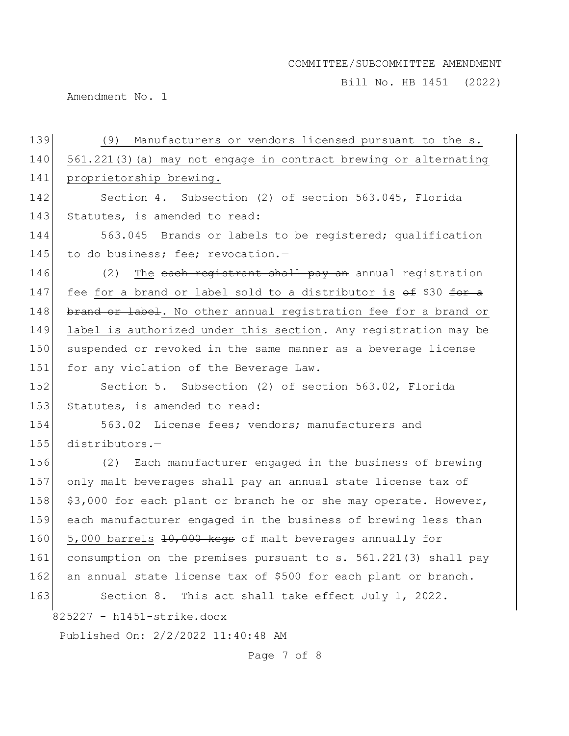<u>(9) Manufacturers or vendors licensed pursuant to the s. 561.221(3)(a) may not engage in contract brewing or alternating proprietorship brewing.</u>

Section 4. Subsection (2) of section 563.045, Florida Statutes, is amended to read:

563.045 Brands or labels to be registered; qualification to do business; fee; revocation.—

(2) <u>The</u> ~~each registrant shall pay an~~ annual registration fee <u>for a brand or label sold to a distributor is</u> ~~of~~ $30 ~~for a brand or label~~. <u>No other annual registration fee for a brand or label is authorized under this section</u>. Any registration may be suspended or revoked in the same manner as a beverage license for any violation of the Beverage Law.

Section 5. Subsection (2) of section 563.02, Florida Statutes, is amended to read:

563.02 License fees; vendors; manufacturers and distributors.—

(2) Each manufacturer engaged in the business of brewing only malt beverages shall pay an annual state license tax of $3,000 for each plant or branch he or she may operate. However, each manufacturer engaged in the business of brewing less than <u>5,000 barrels</u> ~~10,000 kegs~~ of malt beverages annually for consumption on the premises pursuant to s. 561.221(3) shall pay an annual state license tax of $500 for each plant or branch.

Section 8. This act shall take effect July 1, 2022.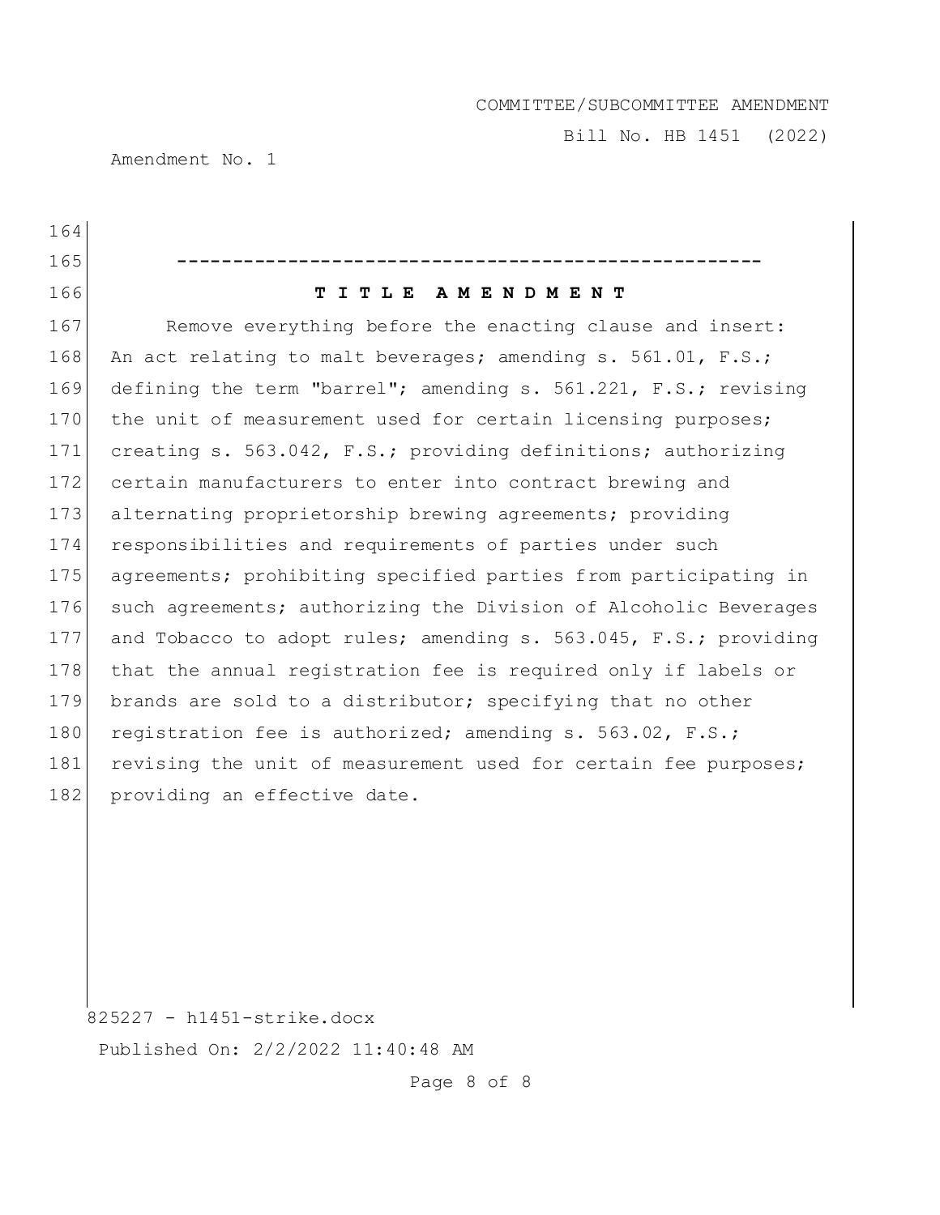-----------------------------------------------------

**T I T L E A M E N D M E N T**

Remove everything before the enacting clause and insert: An act relating to malt beverages; amending s. 561.01, F.S.; defining the term "barrel"; amending s. 561.221, F.S.; revising the unit of measurement used for certain licensing purposes; creating s. 563.042, F.S.; providing definitions; authorizing certain manufacturers to enter into contract brewing and alternating proprietorship brewing agreements; providing responsibilities and requirements of parties under such agreements; prohibiting specified parties from participating in such agreements; authorizing the Division of Alcoholic Beverages and Tobacco to adopt rules; amending s. 563.045, F.S.; providing that the annual registration fee is required only if labels or brands are sold to a distributor; specifying that no other registration fee is authorized; amending s. 563.02, F.S.; revising the unit of measurement used for certain fee purposes; providing an effective date.